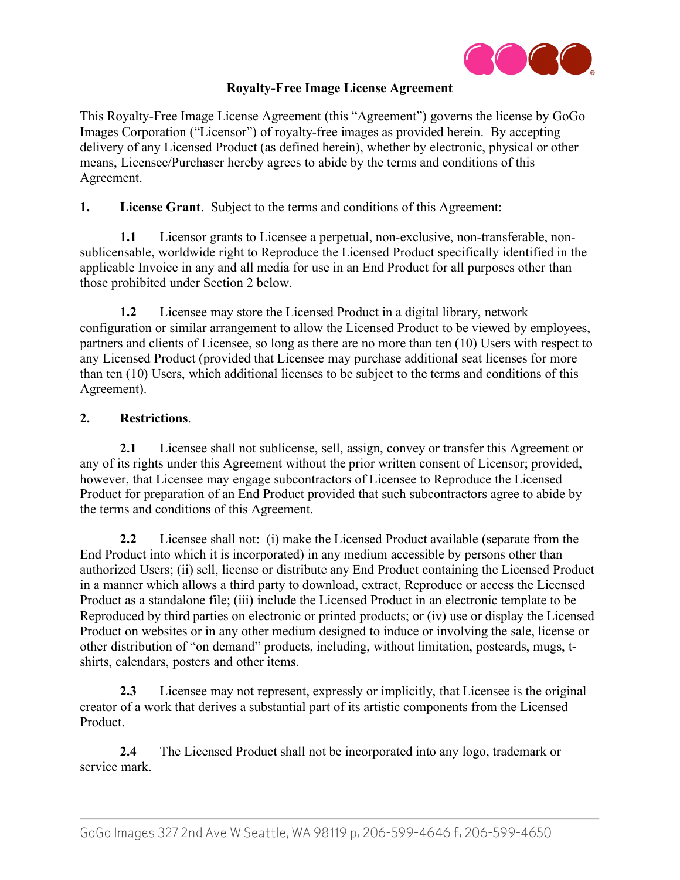# Royalty-Free Image License Agreement

This Royalty-Free Image License Agreement (this "Agreement") governs the license by GoGo Images Corporation ("Licensor") of royalty-free images as provided herein. By accepting delivery of any Licensed Product (as defined herein), whether by electronic, physical or other means, Licensee/Purchaser hereby agrees to abide by the terms and conditions of this Agreement.

**1. License Grant**. Subject to the terms and conditions of this Agreement:

**1.1** Licensor grants to Licensee a perpetual, non-exclusive, non-transferable, non-sublicensable, worldwide right to Reproduce the Licensed Product specifically identified in the applicable Invoice in any and all media for use in an End Product for all purposes other than those prohibited under Section 2 below.

**1.2** Licensee may store the Licensed Product in a digital library, network configuration or similar arrangement to allow the Licensed Product to be viewed by employees, partners and clients of Licensee, so long as there are no more than ten (10) Users with respect to any Licensed Product (provided that Licensee may purchase additional seat licenses for more than ten (10) Users, which additional licenses to be subject to the terms and conditions of this Agreement).

**2. Restrictions**.

**2.1** Licensee shall not sublicense, sell, assign, convey or transfer this Agreement or any of its rights under this Agreement without the prior written consent of Licensor; provided, however, that Licensee may engage subcontractors of Licensee to Reproduce the Licensed Product for preparation of an End Product provided that such subcontractors agree to abide by the terms and conditions of this Agreement.

**2.2** Licensee shall not: (i) make the Licensed Product available (separate from the End Product into which it is incorporated) in any medium accessible by persons other than authorized Users; (ii) sell, license or distribute any End Product containing the Licensed Product in a manner which allows a third party to download, extract, Reproduce or access the Licensed Product as a standalone file; (iii) include the Licensed Product in an electronic template to be Reproduced by third parties on electronic or printed products; or (iv) use or display the Licensed Product on websites or in any other medium designed to induce or involving the sale, license or other distribution of "on demand" products, including, without limitation, postcards, mugs, t-shirts, calendars, posters and other items.

**2.3** Licensee may not represent, expressly or implicitly, that Licensee is the original creator of a work that derives a substantial part of its artistic components from the Licensed Product.

**2.4** The Licensed Product shall not be incorporated into any logo, trademark or service mark.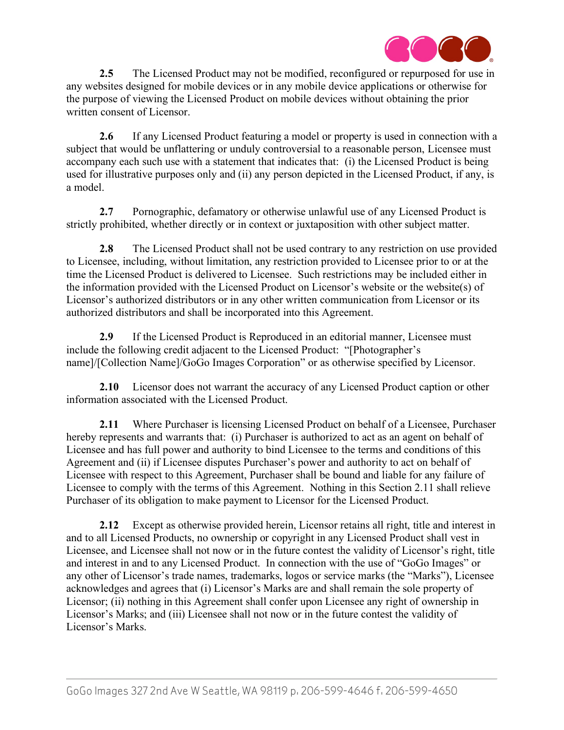**2.5** The Licensed Product may not be modified, reconfigured or repurposed for use in any websites designed for mobile devices or in any mobile device applications or otherwise for the purpose of viewing the Licensed Product on mobile devices without obtaining the prior written consent of Licensor.

**2.6** If any Licensed Product featuring a model or property is used in connection with a subject that would be unflattering or unduly controversial to a reasonable person, Licensee must accompany each such use with a statement that indicates that: (i) the Licensed Product is being used for illustrative purposes only and (ii) any person depicted in the Licensed Product, if any, is a model.

**2.7** Pornographic, defamatory or otherwise unlawful use of any Licensed Product is strictly prohibited, whether directly or in context or juxtaposition with other subject matter.

**2.8** The Licensed Product shall not be used contrary to any restriction on use provided to Licensee, including, without limitation, any restriction provided to Licensee prior to or at the time the Licensed Product is delivered to Licensee. Such restrictions may be included either in the information provided with the Licensed Product on Licensor's website or the website(s) of Licensor's authorized distributors or in any other written communication from Licensor or its authorized distributors and shall be incorporated into this Agreement.

**2.9** If the Licensed Product is Reproduced in an editorial manner, Licensee must include the following credit adjacent to the Licensed Product: "[Photographer's name]/[Collection Name]/GoGo Images Corporation" or as otherwise specified by Licensor.

**2.10** Licensor does not warrant the accuracy of any Licensed Product caption or other information associated with the Licensed Product.

**2.11** Where Purchaser is licensing Licensed Product on behalf of a Licensee, Purchaser hereby represents and warrants that: (i) Purchaser is authorized to act as an agent on behalf of Licensee and has full power and authority to bind Licensee to the terms and conditions of this Agreement and (ii) if Licensee disputes Purchaser's power and authority to act on behalf of Licensee with respect to this Agreement, Purchaser shall be bound and liable for any failure of Licensee to comply with the terms of this Agreement. Nothing in this Section 2.11 shall relieve Purchaser of its obligation to make payment to Licensor for the Licensed Product.

**2.12** Except as otherwise provided herein, Licensor retains all right, title and interest in and to all Licensed Products, no ownership or copyright in any Licensed Product shall vest in Licensee, and Licensee shall not now or in the future contest the validity of Licensor's right, title and interest in and to any Licensed Product. In connection with the use of "GoGo Images" or any other of Licensor's trade names, trademarks, logos or service marks (the "Marks"), Licensee acknowledges and agrees that (i) Licensor's Marks are and shall remain the sole property of Licensor; (ii) nothing in this Agreement shall confer upon Licensee any right of ownership in Licensor's Marks; and (iii) Licensee shall not now or in the future contest the validity of Licensor's Marks.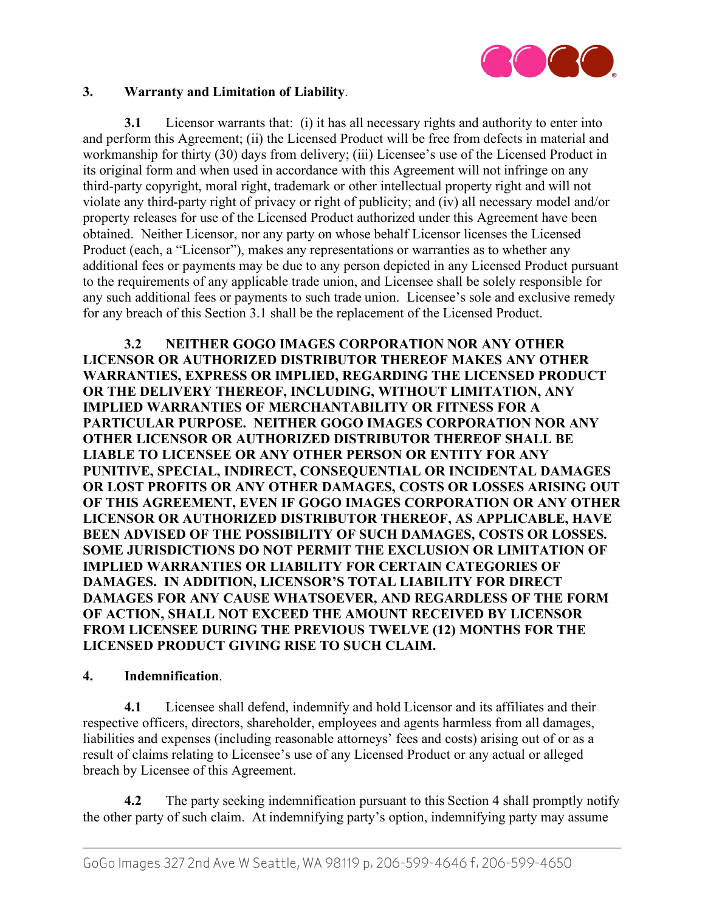**3. Warranty and Limitation of Liability**.

**3.1** Licensor warrants that: (i) it has all necessary rights and authority to enter into and perform this Agreement; (ii) the Licensed Product will be free from defects in material and workmanship for thirty (30) days from delivery; (iii) Licensee's use of the Licensed Product in its original form and when used in accordance with this Agreement will not infringe on any third-party copyright, moral right, trademark or other intellectual property right and will not violate any third-party right of privacy or right of publicity; and (iv) all necessary model and/or property releases for use of the Licensed Product authorized under this Agreement have been obtained. Neither Licensor, nor any party on whose behalf Licensor licenses the Licensed Product (each, a "Licensor"), makes any representations or warranties as to whether any additional fees or payments may be due to any person depicted in any Licensed Product pursuant to the requirements of any applicable trade union, and Licensee shall be solely responsible for any such additional fees or payments to such trade union. Licensee's sole and exclusive remedy for any breach of this Section 3.1 shall be the replacement of the Licensed Product.

**3.2 NEITHER GOGO IMAGES CORPORATION NOR ANY OTHER LICENSOR OR AUTHORIZED DISTRIBUTOR THEREOF MAKES ANY OTHER WARRANTIES, EXPRESS OR IMPLIED, REGARDING THE LICENSED PRODUCT OR THE DELIVERY THEREOF, INCLUDING, WITHOUT LIMITATION, ANY IMPLIED WARRANTIES OF MERCHANTABILITY OR FITNESS FOR A PARTICULAR PURPOSE. NEITHER GOGO IMAGES CORPORATION NOR ANY OTHER LICENSOR OR AUTHORIZED DISTRIBUTOR THEREOF SHALL BE LIABLE TO LICENSEE OR ANY OTHER PERSON OR ENTITY FOR ANY PUNITIVE, SPECIAL, INDIRECT, CONSEQUENTIAL OR INCIDENTAL DAMAGES OR LOST PROFITS OR ANY OTHER DAMAGES, COSTS OR LOSSES ARISING OUT OF THIS AGREEMENT, EVEN IF GOGO IMAGES CORPORATION OR ANY OTHER LICENSOR OR AUTHORIZED DISTRIBUTOR THEREOF, AS APPLICABLE, HAVE BEEN ADVISED OF THE POSSIBILITY OF SUCH DAMAGES, COSTS OR LOSSES. SOME JURISDICTIONS DO NOT PERMIT THE EXCLUSION OR LIMITATION OF IMPLIED WARRANTIES OR LIABILITY FOR CERTAIN CATEGORIES OF DAMAGES. IN ADDITION, LICENSOR'S TOTAL LIABILITY FOR DIRECT DAMAGES FOR ANY CAUSE WHATSOEVER, AND REGARDLESS OF THE FORM OF ACTION, SHALL NOT EXCEED THE AMOUNT RECEIVED BY LICENSOR FROM LICENSEE DURING THE PREVIOUS TWELVE (12) MONTHS FOR THE LICENSED PRODUCT GIVING RISE TO SUCH CLAIM.**

**4. Indemnification**.

**4.1** Licensee shall defend, indemnify and hold Licensor and its affiliates and their respective officers, directors, shareholder, employees and agents harmless from all damages, liabilities and expenses (including reasonable attorneys' fees and costs) arising out of or as a result of claims relating to Licensee's use of any Licensed Product or any actual or alleged breach by Licensee of this Agreement.

**4.2** The party seeking indemnification pursuant to this Section 4 shall promptly notify the other party of such claim. At indemnifying party's option, indemnifying party may assume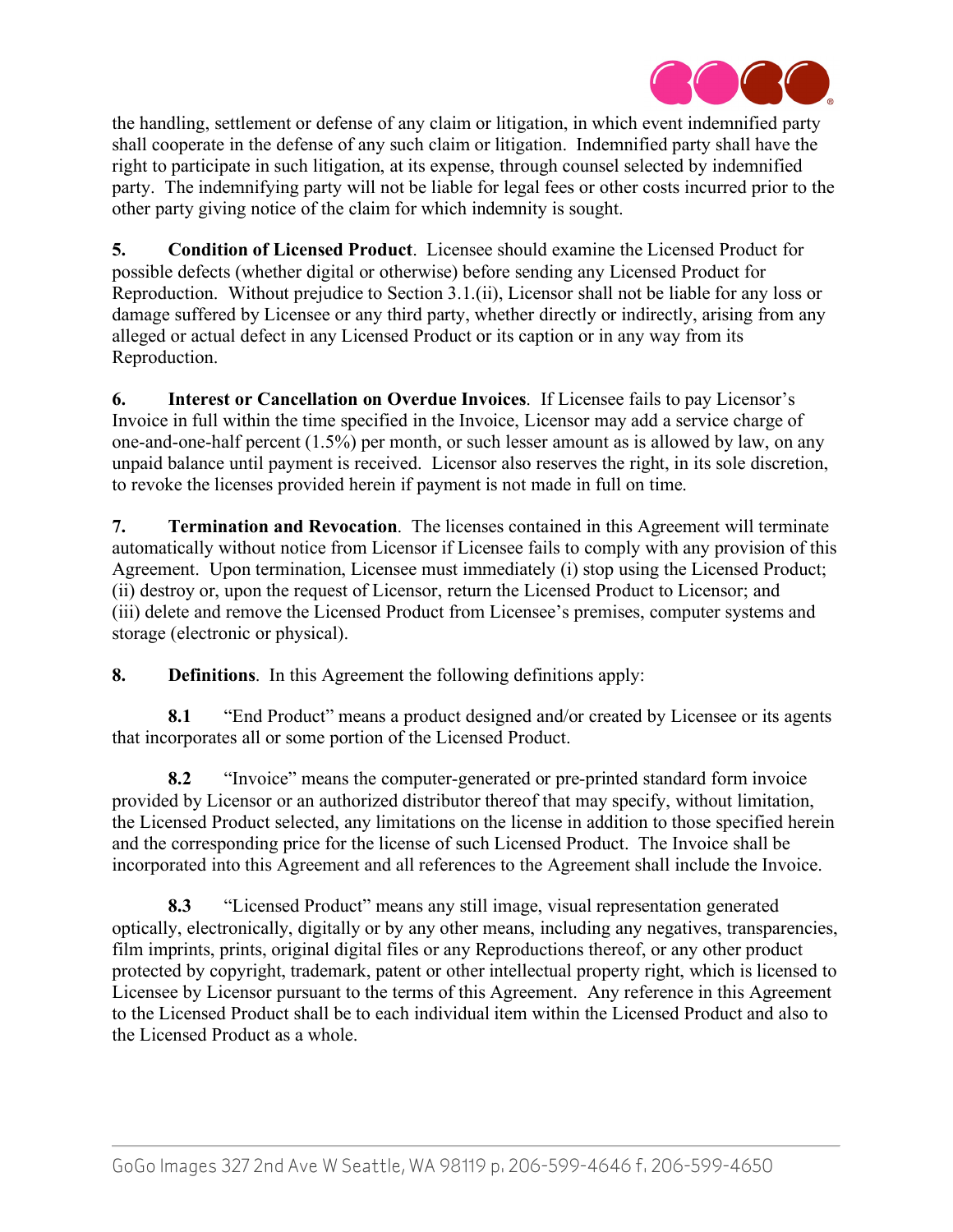the handling, settlement or defense of any claim or litigation, in which event indemnified party shall cooperate in the defense of any such claim or litigation. Indemnified party shall have the right to participate in such litigation, at its expense, through counsel selected by indemnified party. The indemnifying party will not be liable for legal fees or other costs incurred prior to the other party giving notice of the claim for which indemnity is sought.

**5. Condition of Licensed Product**. Licensee should examine the Licensed Product for possible defects (whether digital or otherwise) before sending any Licensed Product for Reproduction. Without prejudice to Section 3.1.(ii), Licensor shall not be liable for any loss or damage suffered by Licensee or any third party, whether directly or indirectly, arising from any alleged or actual defect in any Licensed Product or its caption or in any way from its Reproduction.

**6. Interest or Cancellation on Overdue Invoices**. If Licensee fails to pay Licensor's Invoice in full within the time specified in the Invoice, Licensor may add a service charge of one-and-one-half percent (1.5%) per month, or such lesser amount as is allowed by law, on any unpaid balance until payment is received. Licensor also reserves the right, in its sole discretion, to revoke the licenses provided herein if payment is not made in full on time.

**7. Termination and Revocation**. The licenses contained in this Agreement will terminate automatically without notice from Licensor if Licensee fails to comply with any provision of this Agreement. Upon termination, Licensee must immediately (i) stop using the Licensed Product; (ii) destroy or, upon the request of Licensor, return the Licensed Product to Licensor; and (iii) delete and remove the Licensed Product from Licensee's premises, computer systems and storage (electronic or physical).

**8. Definitions**. In this Agreement the following definitions apply:

**8.1** "End Product" means a product designed and/or created by Licensee or its agents that incorporates all or some portion of the Licensed Product.

**8.2** "Invoice" means the computer-generated or pre-printed standard form invoice provided by Licensor or an authorized distributor thereof that may specify, without limitation, the Licensed Product selected, any limitations on the license in addition to those specified herein and the corresponding price for the license of such Licensed Product. The Invoice shall be incorporated into this Agreement and all references to the Agreement shall include the Invoice.

**8.3** "Licensed Product" means any still image, visual representation generated optically, electronically, digitally or by any other means, including any negatives, transparencies, film imprints, prints, original digital files or any Reproductions thereof, or any other product protected by copyright, trademark, patent or other intellectual property right, which is licensed to Licensee by Licensor pursuant to the terms of this Agreement. Any reference in this Agreement to the Licensed Product shall be to each individual item within the Licensed Product and also to the Licensed Product as a whole.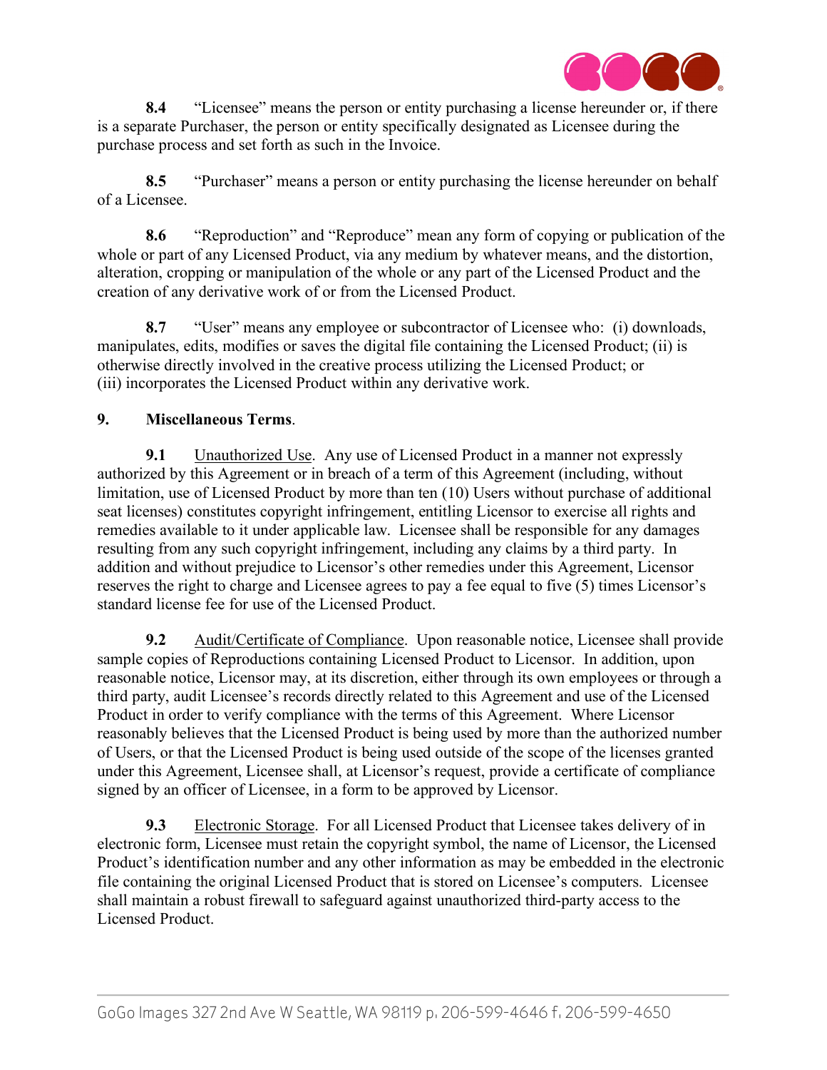**8.4** "Licensee" means the person or entity purchasing a license hereunder or, if there is a separate Purchaser, the person or entity specifically designated as Licensee during the purchase process and set forth as such in the Invoice.

**8.5** "Purchaser" means a person or entity purchasing the license hereunder on behalf of a Licensee.

**8.6** "Reproduction" and "Reproduce" mean any form of copying or publication of the whole or part of any Licensed Product, via any medium by whatever means, and the distortion, alteration, cropping or manipulation of the whole or any part of the Licensed Product and the creation of any derivative work of or from the Licensed Product.

**8.7** "User" means any employee or subcontractor of Licensee who: (i) downloads, manipulates, edits, modifies or saves the digital file containing the Licensed Product; (ii) is otherwise directly involved in the creative process utilizing the Licensed Product; or (iii) incorporates the Licensed Product within any derivative work.

**9. Miscellaneous Terms**.

**9.1** Unauthorized Use. Any use of Licensed Product in a manner not expressly authorized by this Agreement or in breach of a term of this Agreement (including, without limitation, use of Licensed Product by more than ten (10) Users without purchase of additional seat licenses) constitutes copyright infringement, entitling Licensor to exercise all rights and remedies available to it under applicable law. Licensee shall be responsible for any damages resulting from any such copyright infringement, including any claims by a third party. In addition and without prejudice to Licensor's other remedies under this Agreement, Licensor reserves the right to charge and Licensee agrees to pay a fee equal to five (5) times Licensor's standard license fee for use of the Licensed Product.

**9.2** Audit/Certificate of Compliance. Upon reasonable notice, Licensee shall provide sample copies of Reproductions containing Licensed Product to Licensor. In addition, upon reasonable notice, Licensor may, at its discretion, either through its own employees or through a third party, audit Licensee's records directly related to this Agreement and use of the Licensed Product in order to verify compliance with the terms of this Agreement. Where Licensor reasonably believes that the Licensed Product is being used by more than the authorized number of Users, or that the Licensed Product is being used outside of the scope of the licenses granted under this Agreement, Licensee shall, at Licensor's request, provide a certificate of compliance signed by an officer of Licensee, in a form to be approved by Licensor.

**9.3** Electronic Storage. For all Licensed Product that Licensee takes delivery of in electronic form, Licensee must retain the copyright symbol, the name of Licensor, the Licensed Product's identification number and any other information as may be embedded in the electronic file containing the original Licensed Product that is stored on Licensee's computers. Licensee shall maintain a robust firewall to safeguard against unauthorized third-party access to the Licensed Product.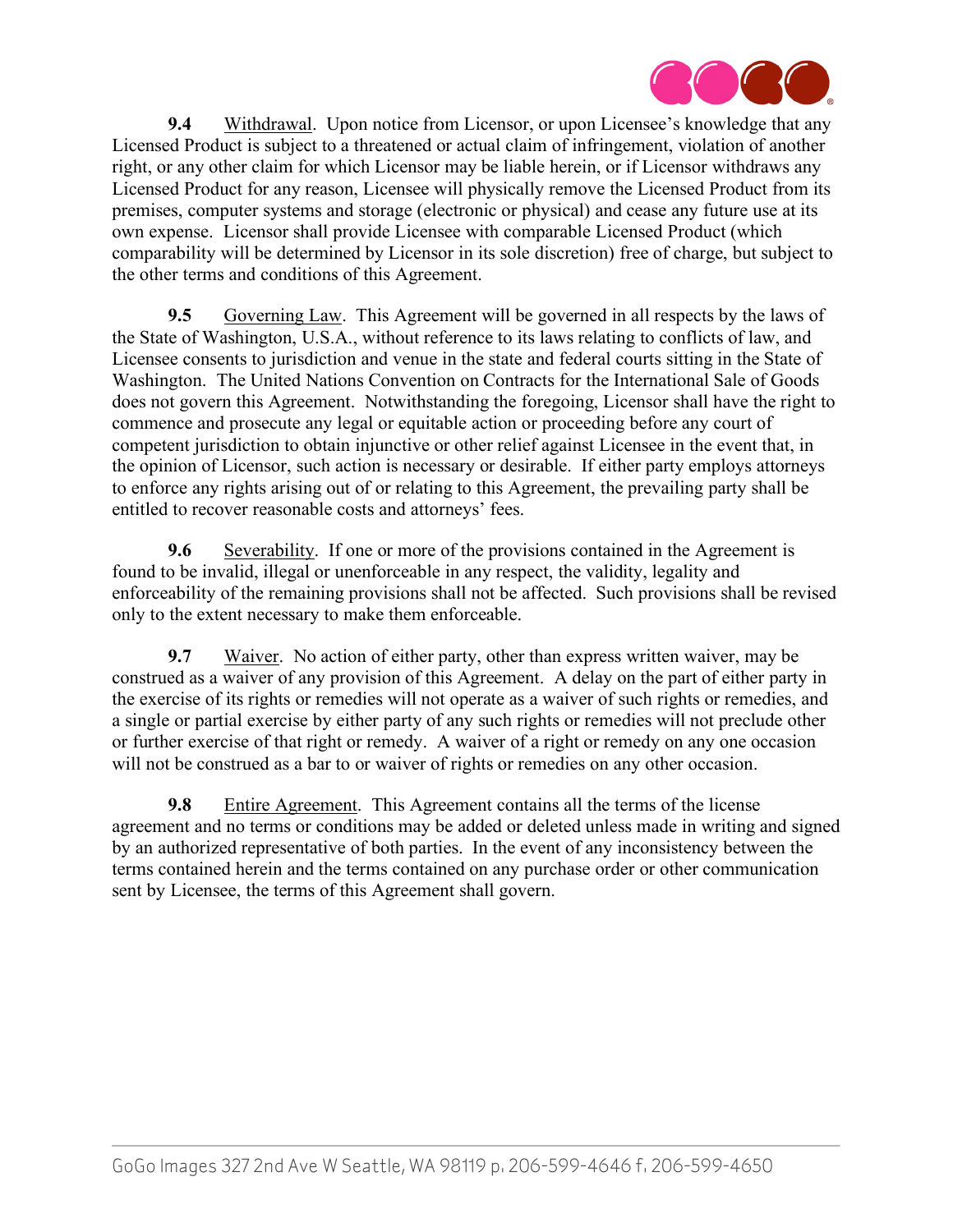**9.4** Withdrawal. Upon notice from Licensor, or upon Licensee's knowledge that any Licensed Product is subject to a threatened or actual claim of infringement, violation of another right, or any other claim for which Licensor may be liable herein, or if Licensor withdraws any Licensed Product for any reason, Licensee will physically remove the Licensed Product from its premises, computer systems and storage (electronic or physical) and cease any future use at its own expense. Licensor shall provide Licensee with comparable Licensed Product (which comparability will be determined by Licensor in its sole discretion) free of charge, but subject to the other terms and conditions of this Agreement.

**9.5** Governing Law. This Agreement will be governed in all respects by the laws of the State of Washington, U.S.A., without reference to its laws relating to conflicts of law, and Licensee consents to jurisdiction and venue in the state and federal courts sitting in the State of Washington. The United Nations Convention on Contracts for the International Sale of Goods does not govern this Agreement. Notwithstanding the foregoing, Licensor shall have the right to commence and prosecute any legal or equitable action or proceeding before any court of competent jurisdiction to obtain injunctive or other relief against Licensee in the event that, in the opinion of Licensor, such action is necessary or desirable. If either party employs attorneys to enforce any rights arising out of or relating to this Agreement, the prevailing party shall be entitled to recover reasonable costs and attorneys' fees.

**9.6** Severability. If one or more of the provisions contained in the Agreement is found to be invalid, illegal or unenforceable in any respect, the validity, legality and enforceability of the remaining provisions shall not be affected. Such provisions shall be revised only to the extent necessary to make them enforceable.

**9.7** Waiver. No action of either party, other than express written waiver, may be construed as a waiver of any provision of this Agreement. A delay on the part of either party in the exercise of its rights or remedies will not operate as a waiver of such rights or remedies, and a single or partial exercise by either party of any such rights or remedies will not preclude other or further exercise of that right or remedy. A waiver of a right or remedy on any one occasion will not be construed as a bar to or waiver of rights or remedies on any other occasion.

**9.8** Entire Agreement. This Agreement contains all the terms of the license agreement and no terms or conditions may be added or deleted unless made in writing and signed by an authorized representative of both parties. In the event of any inconsistency between the terms contained herein and the terms contained on any purchase order or other communication sent by Licensee, the terms of this Agreement shall govern.